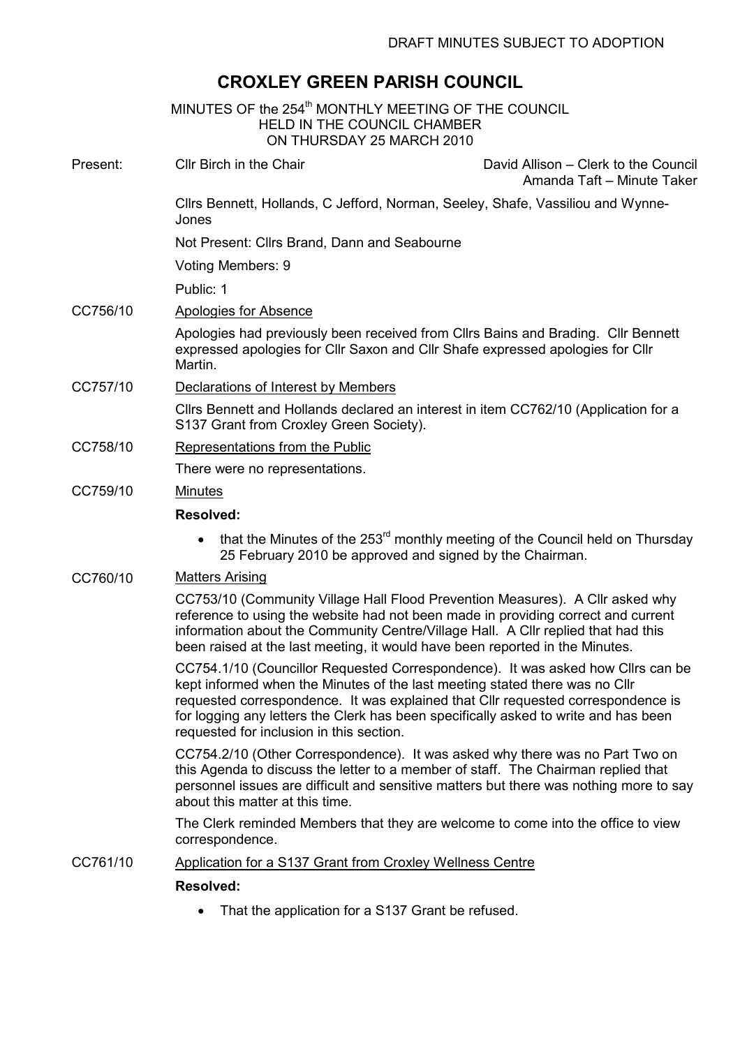DRAFT MINUTES SUBJECT TO ADOPTION

# CROXLEY GREEN PARISH COUNCIL

MINUTES OF the 254th MONTHLY MEETING OF THE COUNCIL
HELD IN THE COUNCIL CHAMBER
ON THURSDAY 25 MARCH 2010

**Present:** Cllr Birch in the Chair — David Allison – Clerk to the Council; Amanda Taft – Minute Taker

Cllrs Bennett, Hollands, C Jefford, Norman, Seeley, Shafe, Vassiliou and Wynne-Jones

Not Present: Cllrs Brand, Dann and Seabourne

Voting Members: 9

Public: 1

**CC756/10** Apologies for Absence

Apologies had previously been received from Cllrs Bains and Brading. Cllr Bennett expressed apologies for Cllr Saxon and Cllr Shafe expressed apologies for Cllr Martin.

**CC757/10** Declarations of Interest by Members

Cllrs Bennett and Hollands declared an interest in item CC762/10 (Application for a S137 Grant from Croxley Green Society).

**CC758/10** Representations from the Public

There were no representations.

**CC759/10** Minutes

**Resolved:**

- that the Minutes of the 253rd monthly meeting of the Council held on Thursday 25 February 2010 be approved and signed by the Chairman.

**CC760/10** Matters Arising

CC753/10 (Community Village Hall Flood Prevention Measures). A Cllr asked why reference to using the website had not been made in providing correct and current information about the Community Centre/Village Hall. A Cllr replied that had this been raised at the last meeting, it would have been reported in the Minutes.

CC754.1/10 (Councillor Requested Correspondence). It was asked how Cllrs can be kept informed when the Minutes of the last meeting stated there was no Cllr requested correspondence. It was explained that Cllr requested correspondence is for logging any letters the Clerk has been specifically asked to write and has been requested for inclusion in this section.

CC754.2/10 (Other Correspondence). It was asked why there was no Part Two on this Agenda to discuss the letter to a member of staff. The Chairman replied that personnel issues are difficult and sensitive matters but there was nothing more to say about this matter at this time.

The Clerk reminded Members that they are welcome to come into the office to view correspondence.

**CC761/10** Application for a S137 Grant from Croxley Wellness Centre

**Resolved:**

- That the application for a S137 Grant be refused.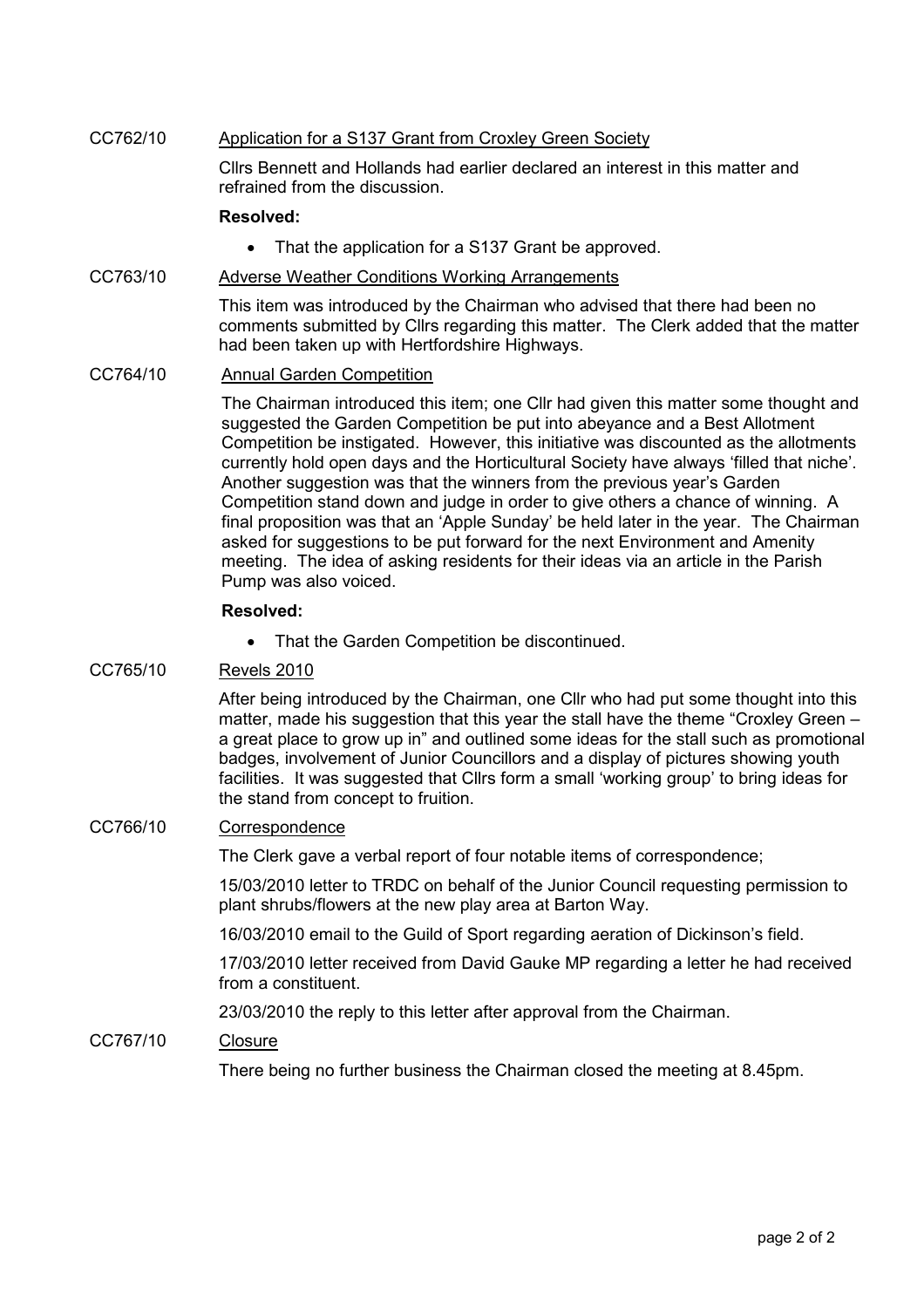CC762/10 Application for a S137 Grant from Croxley Green Society

Cllrs Bennett and Hollands had earlier declared an interest in this matter and refrained from the discussion.

**Resolved:**

- That the application for a S137 Grant be approved.

CC763/10 Adverse Weather Conditions Working Arrangements

This item was introduced by the Chairman who advised that there had been no comments submitted by Cllrs regarding this matter. The Clerk added that the matter had been taken up with Hertfordshire Highways.

CC764/10 Annual Garden Competition

The Chairman introduced this item; one Cllr had given this matter some thought and suggested the Garden Competition be put into abeyance and a Best Allotment Competition be instigated. However, this initiative was discounted as the allotments currently hold open days and the Horticultural Society have always 'filled that niche'. Another suggestion was that the winners from the previous year's Garden Competition stand down and judge in order to give others a chance of winning. A final proposition was that an 'Apple Sunday' be held later in the year. The Chairman asked for suggestions to be put forward for the next Environment and Amenity meeting. The idea of asking residents for their ideas via an article in the Parish Pump was also voiced.

**Resolved:**

- That the Garden Competition be discontinued.

CC765/10 Revels 2010

After being introduced by the Chairman, one Cllr who had put some thought into this matter, made his suggestion that this year the stall have the theme "Croxley Green – a great place to grow up in" and outlined some ideas for the stall such as promotional badges, involvement of Junior Councillors and a display of pictures showing youth facilities. It was suggested that Cllrs form a small 'working group' to bring ideas for the stand from concept to fruition.

CC766/10 Correspondence

The Clerk gave a verbal report of four notable items of correspondence;

15/03/2010 letter to TRDC on behalf of the Junior Council requesting permission to plant shrubs/flowers at the new play area at Barton Way.

16/03/2010 email to the Guild of Sport regarding aeration of Dickinson's field.

17/03/2010 letter received from David Gauke MP regarding a letter he had received from a constituent.

23/03/2010 the reply to this letter after approval from the Chairman.

CC767/10 Closure

There being no further business the Chairman closed the meeting at 8.45pm.